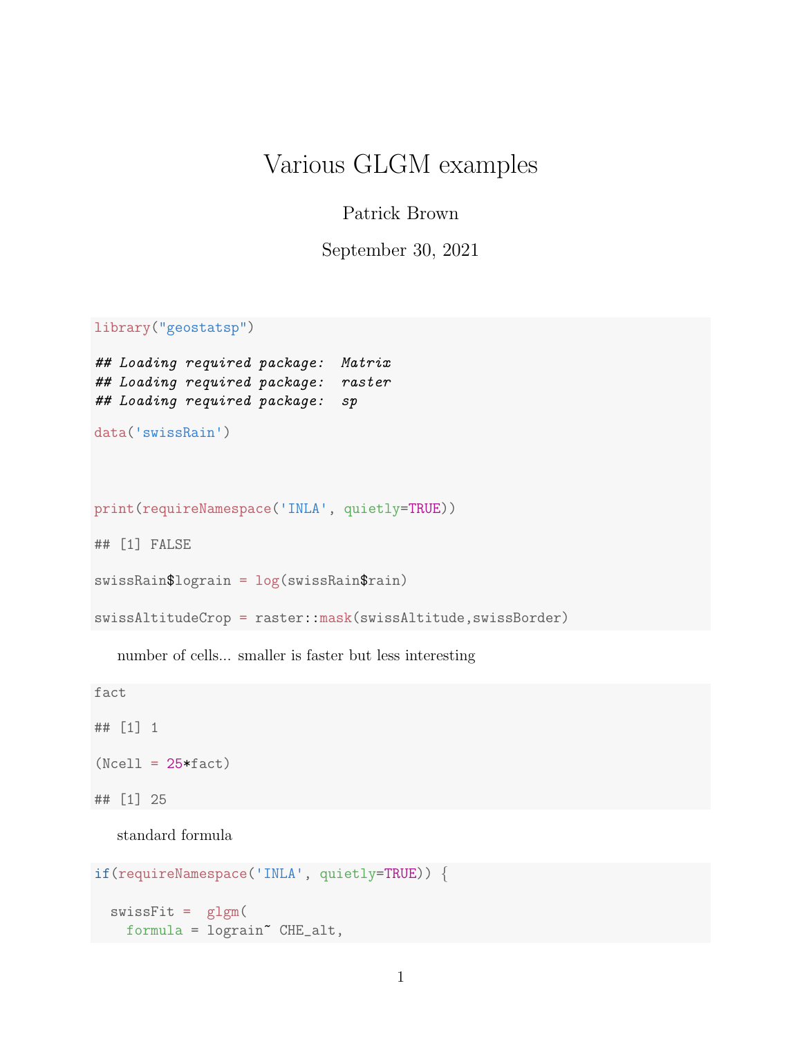# Various GLGM examples

Patrick Brown

September 30, 2021

```
library("geostatsp")

## Loading required package:  Matrix
## Loading required package:  raster
## Loading required package:  sp

data('swissRain')



print(requireNamespace('INLA', quietly=TRUE))

## [1] FALSE

swissRain$lograin = log(swissRain$rain)

swissAltitudeCrop = raster::mask(swissAltitude,swissBorder)
```

number of cells... smaller is faster but less interesting

```
fact

## [1] 1

(Ncell = 25*fact)

## [1] 25
```

standard formula

```
if(requireNamespace('INLA', quietly=TRUE)) {

  swissFit =  glgm(
    formula = lograin~ CHE_alt,
```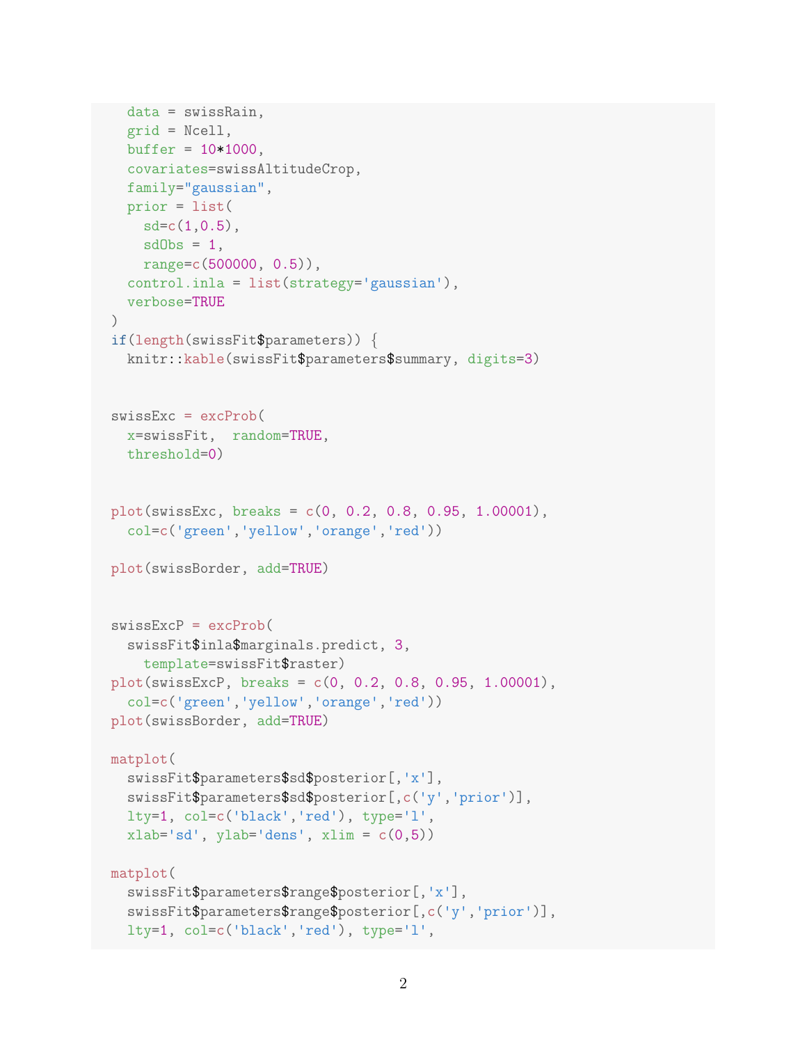```
  data = swissRain,
  grid = Ncell,
  buffer = 10*1000,
  covariates=swissAltitudeCrop,
  family="gaussian",
  prior = list(
    sd=c(1,0.5),
    sdObs = 1,
    range=c(500000, 0.5)),
  control.inla = list(strategy='gaussian'),
  verbose=TRUE
)
if(length(swissFit$parameters)) {
  knitr::kable(swissFit$parameters$summary, digits=3)


swissExc = excProb(
  x=swissFit,  random=TRUE,
  threshold=0)


plot(swissExc, breaks = c(0, 0.2, 0.8, 0.95, 1.00001),
  col=c('green','yellow','orange','red'))

plot(swissBorder, add=TRUE)


swissExcP = excProb(
  swissFit$inla$marginals.predict, 3,
    template=swissFit$raster)
plot(swissExcP, breaks = c(0, 0.2, 0.8, 0.95, 1.00001),
  col=c('green','yellow','orange','red'))
plot(swissBorder, add=TRUE)

matplot(
  swissFit$parameters$sd$posterior[,'x'],
  swissFit$parameters$sd$posterior[,c('y','prior')],
  lty=1, col=c('black','red'), type='l',
  xlab='sd', ylab='dens', xlim = c(0,5))

matplot(
  swissFit$parameters$range$posterior[,'x'],
  swissFit$parameters$range$posterior[,c('y','prior')],
  lty=1, col=c('black','red'), type='l',
```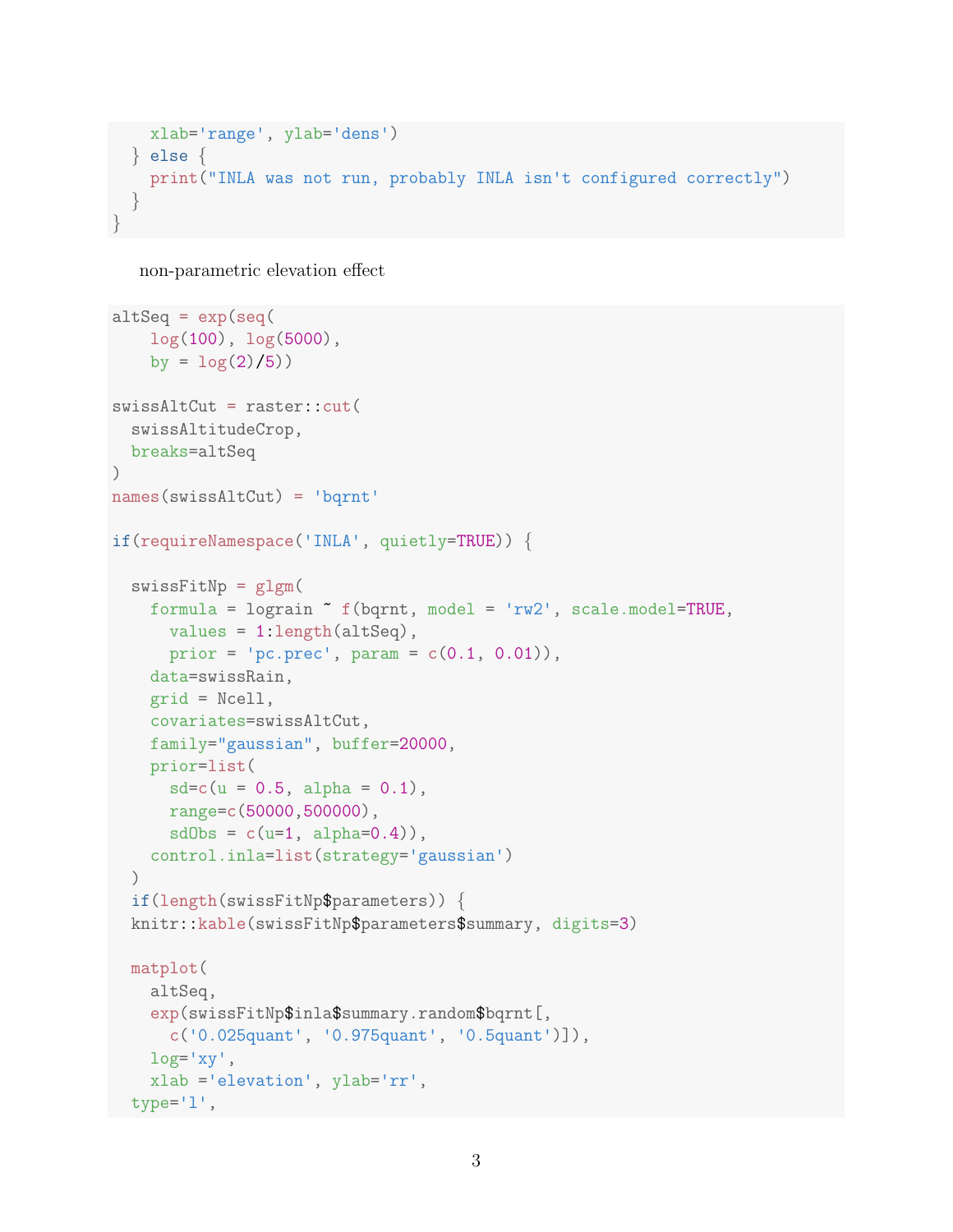```
    xlab='range', ylab='dens')
  } else {
    print("INLA was not run, probably INLA isn't configured correctly")
  }
}
```

non-parametric elevation effect

```
altSeq = exp(seq(
    log(100), log(5000),
    by = log(2)/5))

swissAltCut = raster::cut(
  swissAltitudeCrop,
  breaks=altSeq
)
names(swissAltCut) = 'bqrnt'

if(requireNamespace('INLA', quietly=TRUE)) {

  swissFitNp = glgm(
    formula = lograin ~ f(bqrnt, model = 'rw2', scale.model=TRUE,
      values = 1:length(altSeq),
      prior = 'pc.prec', param = c(0.1, 0.01)),
    data=swissRain,
    grid = Ncell,
    covariates=swissAltCut,
    family="gaussian", buffer=20000,
    prior=list(
      sd=c(u = 0.5, alpha = 0.1),
      range=c(50000,500000),
      sdObs = c(u=1, alpha=0.4)),
    control.inla=list(strategy='gaussian')
  )
  if(length(swissFitNp$parameters)) {
  knitr::kable(swissFitNp$parameters$summary, digits=3)

  matplot(
    altSeq,
    exp(swissFitNp$inla$summary.random$bqrnt[,
      c('0.025quant', '0.975quant', '0.5quant')]),
    log='xy',
    xlab ='elevation', ylab='rr',
  type='l',
```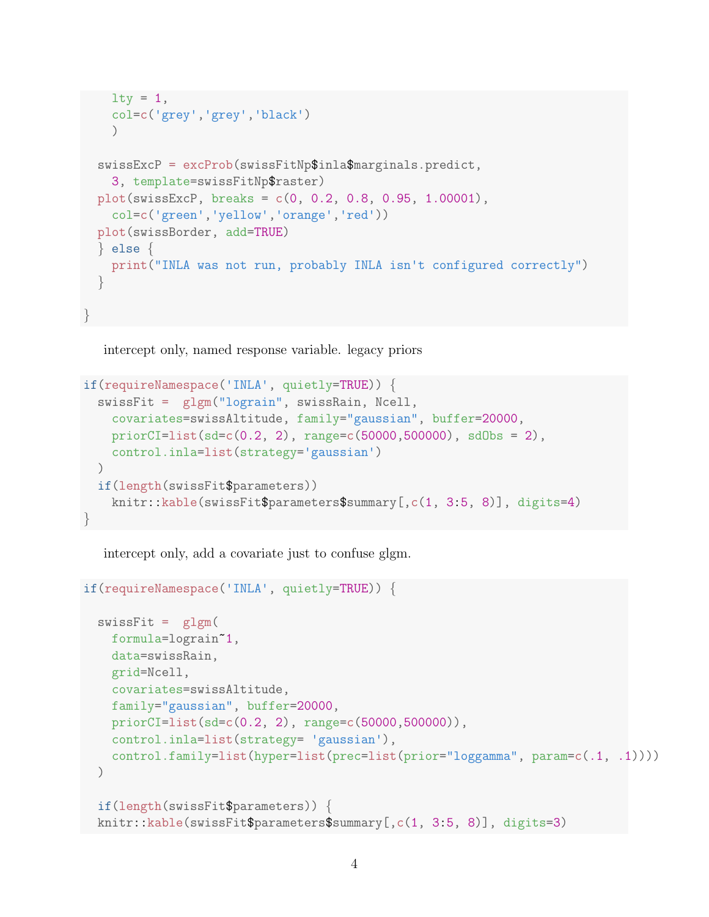```r
    lty = 1,
    col=c('grey','grey','black')
    )

  swissExcP = excProb(swissFitNp$inla$marginals.predict,
    3, template=swissFitNp$raster)
  plot(swissExcP, breaks = c(0, 0.2, 0.8, 0.95, 1.00001),
    col=c('green','yellow','orange','red'))
  plot(swissBorder, add=TRUE)
  } else {
    print("INLA was not run, probably INLA isn't configured correctly")
  }

}
```

intercept only, named response variable. legacy priors

```r
if(requireNamespace('INLA', quietly=TRUE)) {
  swissFit =  glgm("lograin", swissRain, Ncell,
    covariates=swissAltitude, family="gaussian", buffer=20000,
    priorCI=list(sd=c(0.2, 2), range=c(50000,500000), sdObs = 2),
    control.inla=list(strategy='gaussian')
  )
  if(length(swissFit$parameters))
    knitr::kable(swissFit$parameters$summary[,c(1, 3:5, 8)], digits=4)
}
```

intercept only, add a covariate just to confuse glgm.

```r
if(requireNamespace('INLA', quietly=TRUE)) {

  swissFit =  glgm(
    formula=lograin~1,
    data=swissRain,
    grid=Ncell,
    covariates=swissAltitude,
    family="gaussian", buffer=20000,
    priorCI=list(sd=c(0.2, 2), range=c(50000,500000)),
    control.inla=list(strategy= 'gaussian'),
    control.family=list(hyper=list(prec=list(prior="loggamma", param=c(.1, .1))))
  )

  if(length(swissFit$parameters)) {
  knitr::kable(swissFit$parameters$summary[,c(1, 3:5, 8)], digits=3)
```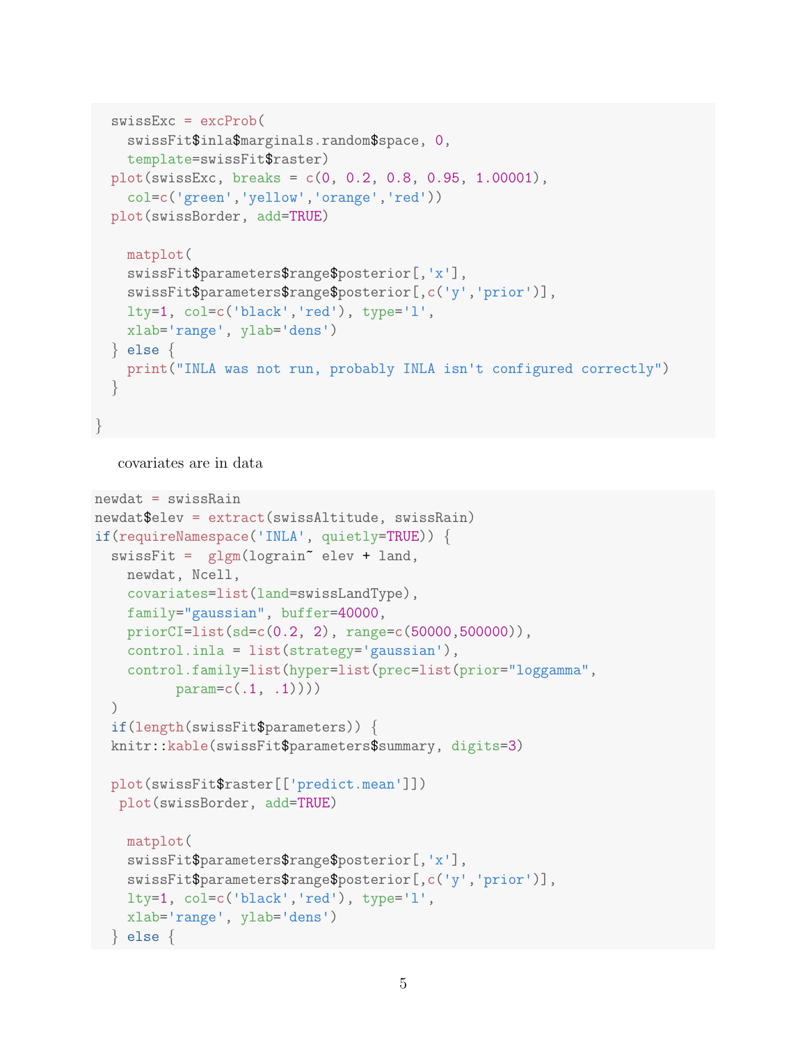```
  swissExc = excProb(
    swissFit$inla$marginals.random$space, 0,
    template=swissFit$raster)
  plot(swissExc, breaks = c(0, 0.2, 0.8, 0.95, 1.00001),
    col=c('green','yellow','orange','red'))
  plot(swissBorder, add=TRUE)

    matplot(
    swissFit$parameters$range$posterior[,'x'],
    swissFit$parameters$range$posterior[,c('y','prior')],
    lty=1, col=c('black','red'), type='l',
    xlab='range', ylab='dens')
  } else {
    print("INLA was not run, probably INLA isn't configured correctly")
  }

}
```

covariates are in data

```
newdat = swissRain
newdat$elev = extract(swissAltitude, swissRain)
if(requireNamespace('INLA', quietly=TRUE)) {
  swissFit =  glgm(lograin~ elev + land,
    newdat, Ncell,
    covariates=list(land=swissLandType),
    family="gaussian", buffer=40000,
    priorCI=list(sd=c(0.2, 2), range=c(50000,500000)),
    control.inla = list(strategy='gaussian'),
    control.family=list(hyper=list(prec=list(prior="loggamma",
          param=c(.1, .1))))
  )
  if(length(swissFit$parameters)) {
  knitr::kable(swissFit$parameters$summary, digits=3)

  plot(swissFit$raster[['predict.mean']])
   plot(swissBorder, add=TRUE)

    matplot(
    swissFit$parameters$range$posterior[,'x'],
    swissFit$parameters$range$posterior[,c('y','prior')],
    lty=1, col=c('black','red'), type='l',
    xlab='range', ylab='dens')
  } else {
```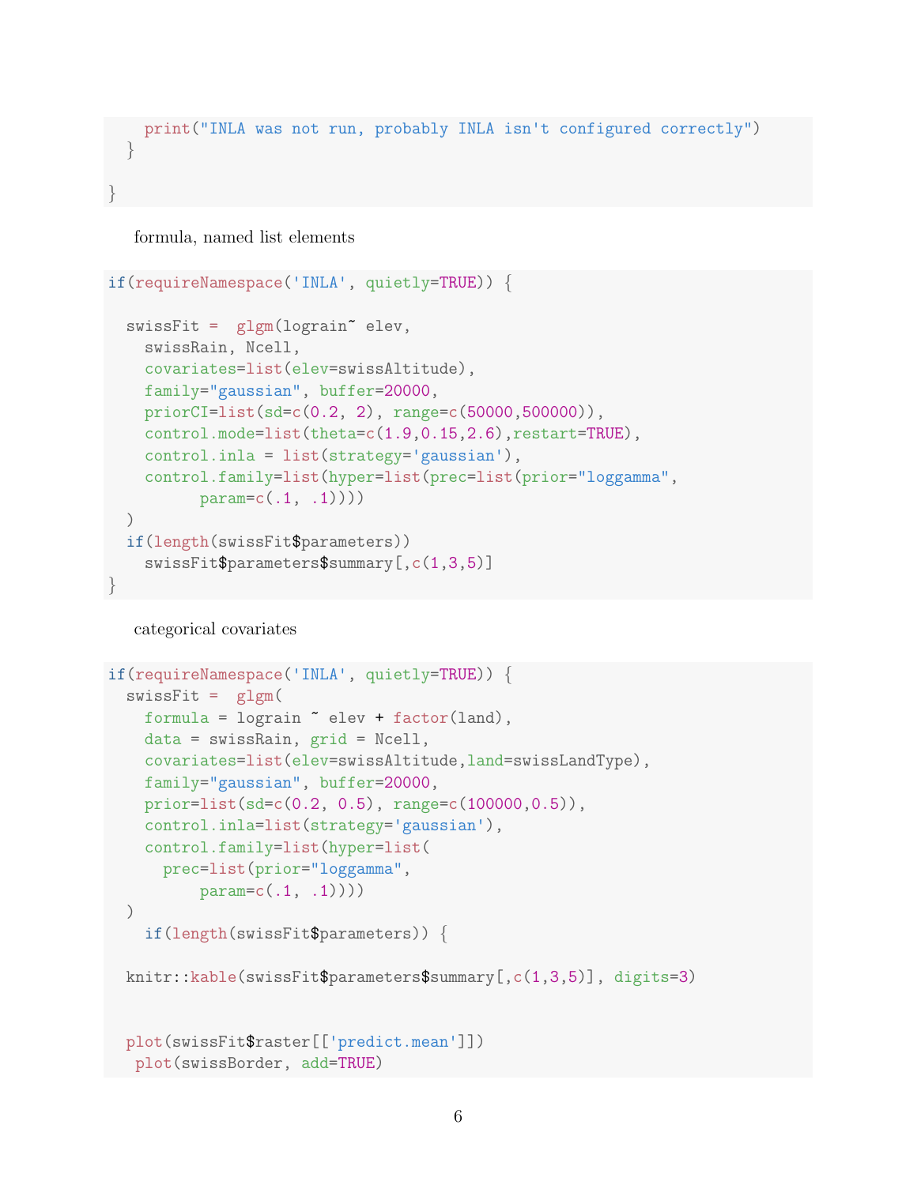```
    print("INLA was not run, probably INLA isn't configured correctly")
  }

}
```

formula, named list elements

```
if(requireNamespace('INLA', quietly=TRUE)) {

  swissFit =  glgm(lograin~ elev,
    swissRain, Ncell,
    covariates=list(elev=swissAltitude),
    family="gaussian", buffer=20000,
    priorCI=list(sd=c(0.2, 2), range=c(50000,500000)),
    control.mode=list(theta=c(1.9,0.15,2.6),restart=TRUE),
    control.inla = list(strategy='gaussian'),
    control.family=list(hyper=list(prec=list(prior="loggamma",
          param=c(.1, .1))))
  )
  if(length(swissFit$parameters))
    swissFit$parameters$summary[,c(1,3,5)]
}
```

categorical covariates

```
if(requireNamespace('INLA', quietly=TRUE)) {
  swissFit =  glgm(
    formula = lograin ~ elev + factor(land),
    data = swissRain, grid = Ncell,
    covariates=list(elev=swissAltitude,land=swissLandType),
    family="gaussian", buffer=20000,
    prior=list(sd=c(0.2, 0.5), range=c(100000,0.5)),
    control.inla=list(strategy='gaussian'),
    control.family=list(hyper=list(
      prec=list(prior="loggamma",
          param=c(.1, .1))))
  )
    if(length(swissFit$parameters)) {

  knitr::kable(swissFit$parameters$summary[,c(1,3,5)], digits=3)


  plot(swissFit$raster[['predict.mean']])
   plot(swissBorder, add=TRUE)
```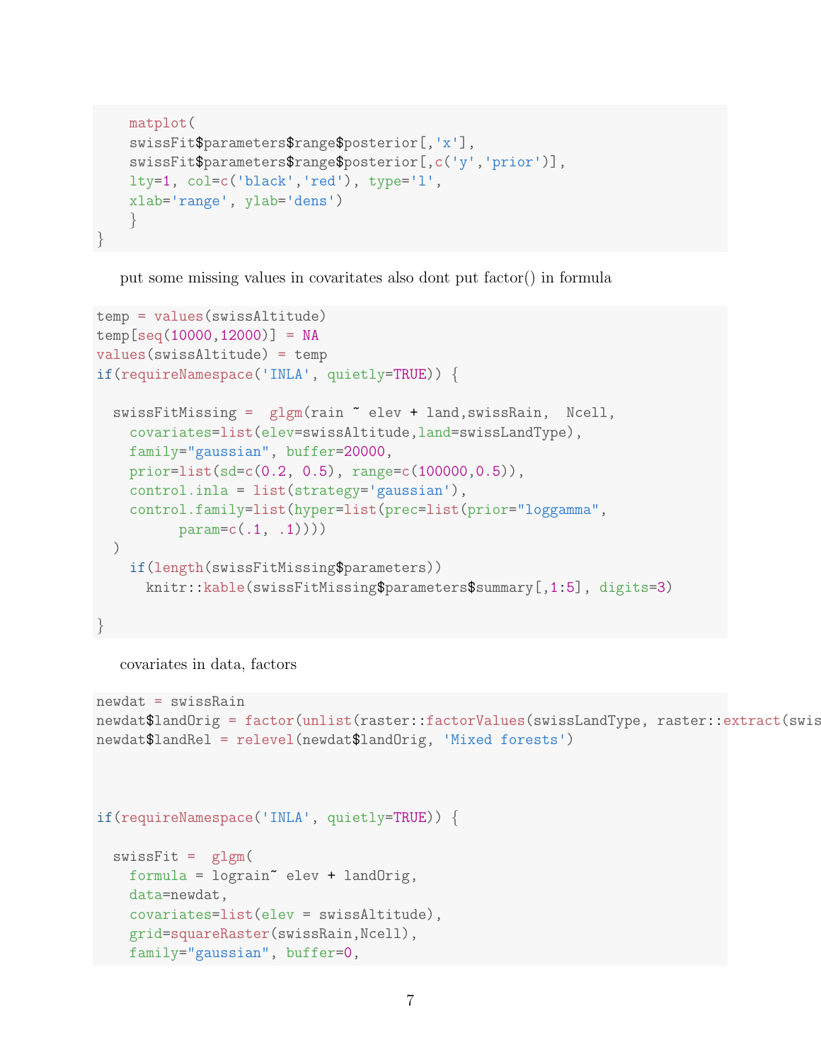```
    matplot(
    swissFit$parameters$range$posterior[,'x'],
    swissFit$parameters$range$posterior[,c('y','prior')],
    lty=1, col=c('black','red'), type='l',
    xlab='range', ylab='dens')
    }
}
```

put some missing values in covaritates also dont put factor() in formula

```
temp = values(swissAltitude)
temp[seq(10000,12000)] = NA
values(swissAltitude) = temp
if(requireNamespace('INLA', quietly=TRUE)) {

  swissFitMissing =  glgm(rain ~ elev + land,swissRain,  Ncell,
    covariates=list(elev=swissAltitude,land=swissLandType),
    family="gaussian", buffer=20000,
    prior=list(sd=c(0.2, 0.5), range=c(100000,0.5)),
    control.inla = list(strategy='gaussian'),
    control.family=list(hyper=list(prec=list(prior="loggamma",
          param=c(.1, .1))))
  )
    if(length(swissFitMissing$parameters))
      knitr::kable(swissFitMissing$parameters$summary[,1:5], digits=3)

}
```

covariates in data, factors

```
newdat = swissRain
newdat$landOrig = factor(unlist(raster::factorValues(swissLandType, raster::extract(swis
newdat$landRel = relevel(newdat$landOrig, 'Mixed forests')



if(requireNamespace('INLA', quietly=TRUE)) {

  swissFit =  glgm(
    formula = lograin~ elev + landOrig,
    data=newdat,
    covariates=list(elev = swissAltitude),
    grid=squareRaster(swissRain,Ncell),
    family="gaussian", buffer=0,
```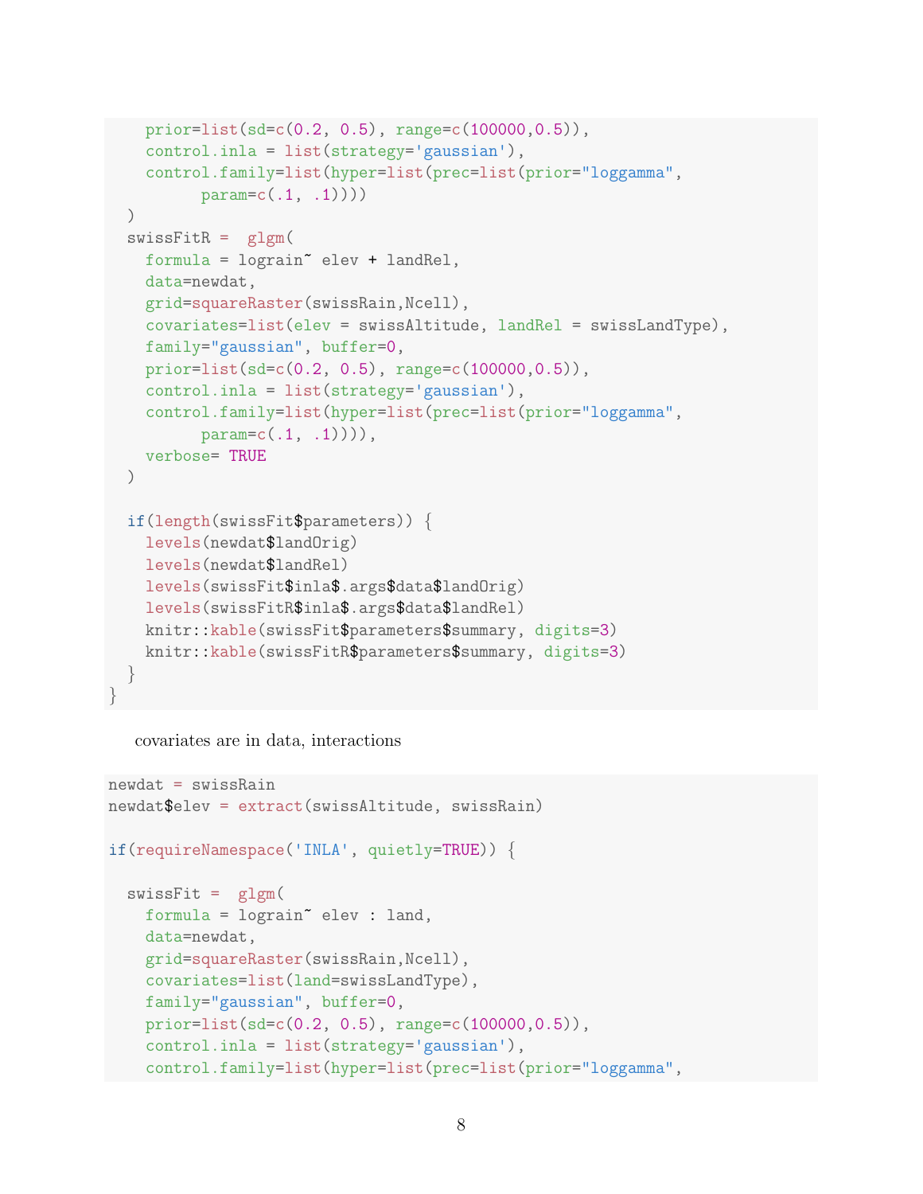```
    prior=list(sd=c(0.2, 0.5), range=c(100000,0.5)),
    control.inla = list(strategy='gaussian'),
    control.family=list(hyper=list(prec=list(prior="loggamma",
          param=c(.1, .1))))
  )
  swissFitR =  glgm(
    formula = lograin~ elev + landRel,
    data=newdat,
    grid=squareRaster(swissRain,Ncell),
    covariates=list(elev = swissAltitude, landRel = swissLandType),
    family="gaussian", buffer=0,
    prior=list(sd=c(0.2, 0.5), range=c(100000,0.5)),
    control.inla = list(strategy='gaussian'),
    control.family=list(hyper=list(prec=list(prior="loggamma",
          param=c(.1, .1)))),
    verbose= TRUE
  )

  if(length(swissFit$parameters)) {
    levels(newdat$landOrig)
    levels(newdat$landRel)
    levels(swissFit$inla$.args$data$landOrig)
    levels(swissFitR$inla$.args$data$landRel)
    knitr::kable(swissFit$parameters$summary, digits=3)
    knitr::kable(swissFitR$parameters$summary, digits=3)
  }
}
```

covariates are in data, interactions

```
newdat = swissRain
newdat$elev = extract(swissAltitude, swissRain)

if(requireNamespace('INLA', quietly=TRUE)) {

  swissFit =  glgm(
    formula = lograin~ elev : land,
    data=newdat,
    grid=squareRaster(swissRain,Ncell),
    covariates=list(land=swissLandType),
    family="gaussian", buffer=0,
    prior=list(sd=c(0.2, 0.5), range=c(100000,0.5)),
    control.inla = list(strategy='gaussian'),
    control.family=list(hyper=list(prec=list(prior="loggamma",
```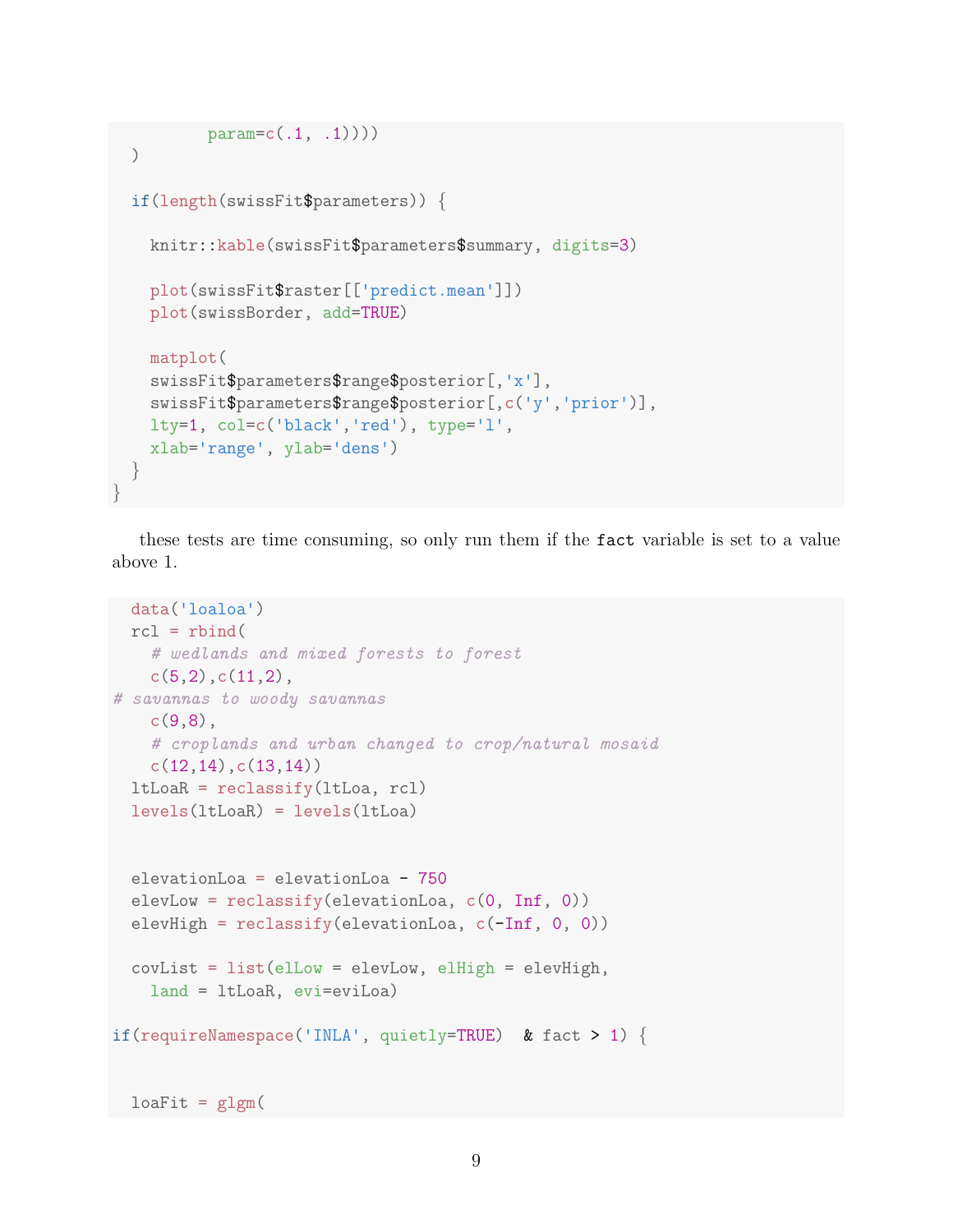```
        param=c(.1, .1))))
  )

  if(length(swissFit$parameters)) {

    knitr::kable(swissFit$parameters$summary, digits=3)

    plot(swissFit$raster[['predict.mean']])
    plot(swissBorder, add=TRUE)

    matplot(
    swissFit$parameters$range$posterior[,'x'],
    swissFit$parameters$range$posterior[,c('y','prior')],
    lty=1, col=c('black','red'), type='l',
    xlab='range', ylab='dens')
  }
}
```

these tests are time consuming, so only run them if the `fact` variable is set to a value above 1.

```
  data('loaloa')
  rcl = rbind(
    # wedlands and mixed forests to forest
    c(5,2),c(11,2),
# savannas to woody savannas
    c(9,8),
    # croplands and urban changed to crop/natural mosaid
    c(12,14),c(13,14))
  ltLoaR = reclassify(ltLoa, rcl)
  levels(ltLoaR) = levels(ltLoa)


  elevationLoa = elevationLoa - 750
  elevLow = reclassify(elevationLoa, c(0, Inf, 0))
  elevHigh = reclassify(elevationLoa, c(-Inf, 0, 0))

  covList = list(elLow = elevLow, elHigh = elevHigh,
    land = ltLoaR, evi=eviLoa)

if(requireNamespace('INLA', quietly=TRUE)  & fact > 1) {


  loaFit = glgm(
```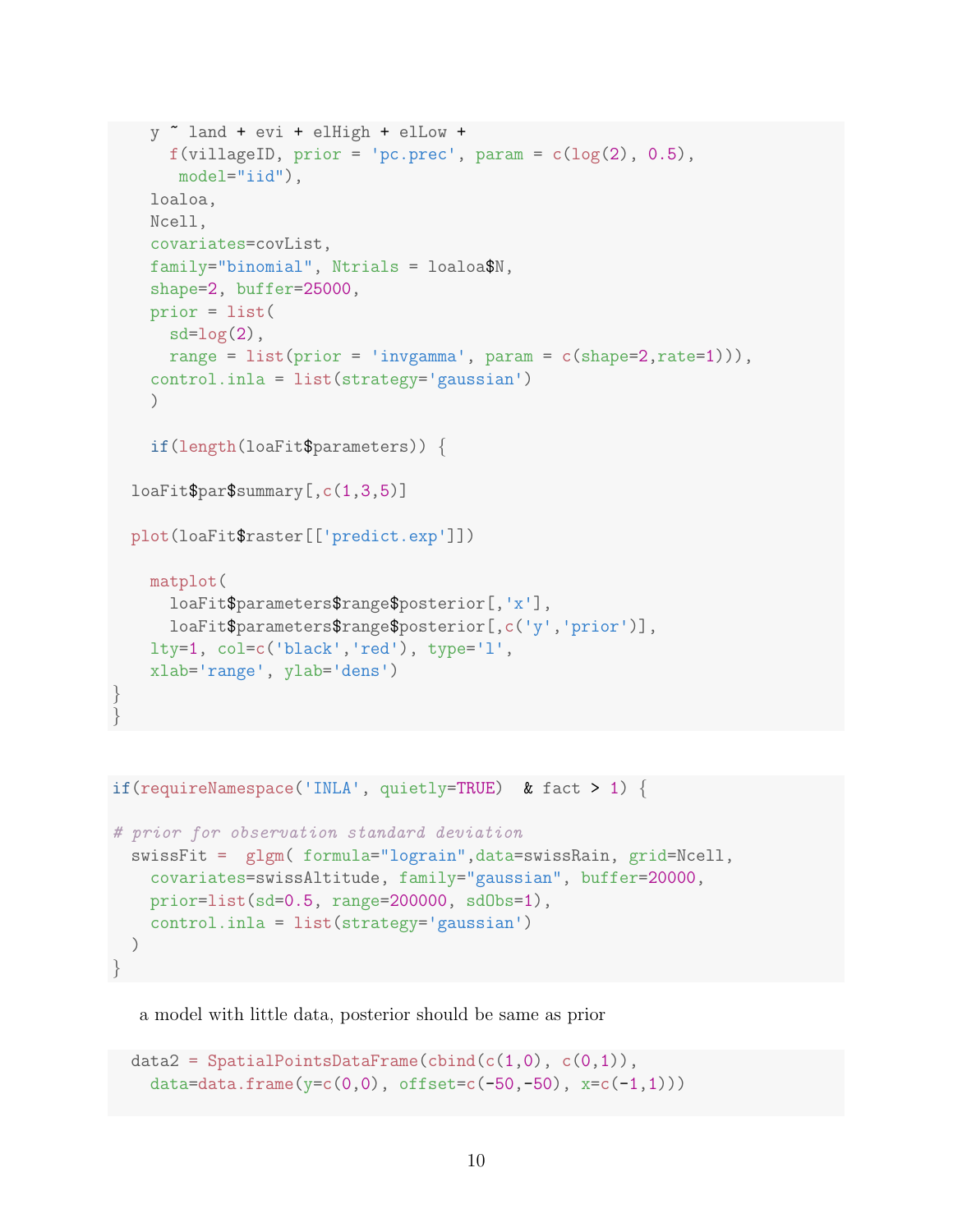```
    y ~ land + evi + elHigh + elLow +
      f(villageID, prior = 'pc.prec', param = c(log(2), 0.5),
       model="iid"),
    loaloa,
    Ncell,
    covariates=covList,
    family="binomial", Ntrials = loaloa$N,
    shape=2, buffer=25000,
    prior = list(
      sd=log(2),
      range = list(prior = 'invgamma', param = c(shape=2,rate=1))),
    control.inla = list(strategy='gaussian')
    )

    if(length(loaFit$parameters)) {

  loaFit$par$summary[,c(1,3,5)]

  plot(loaFit$raster[['predict.exp']])

    matplot(
      loaFit$parameters$range$posterior[,'x'],
      loaFit$parameters$range$posterior[,c('y','prior')],
    lty=1, col=c('black','red'), type='l',
    xlab='range', ylab='dens')
}
}
```

```
if(requireNamespace('INLA', quietly=TRUE)  & fact > 1) {

# prior for observation standard deviation
  swissFit =  glgm( formula="lograin",data=swissRain, grid=Ncell,
    covariates=swissAltitude, family="gaussian", buffer=20000,
    prior=list(sd=0.5, range=200000, sdObs=1),
    control.inla = list(strategy='gaussian')
  )
}
```

a model with little data, posterior should be same as prior

```
  data2 = SpatialPointsDataFrame(cbind(c(1,0), c(0,1)),
    data=data.frame(y=c(0,0), offset=c(-50,-50), x=c(-1,1)))
```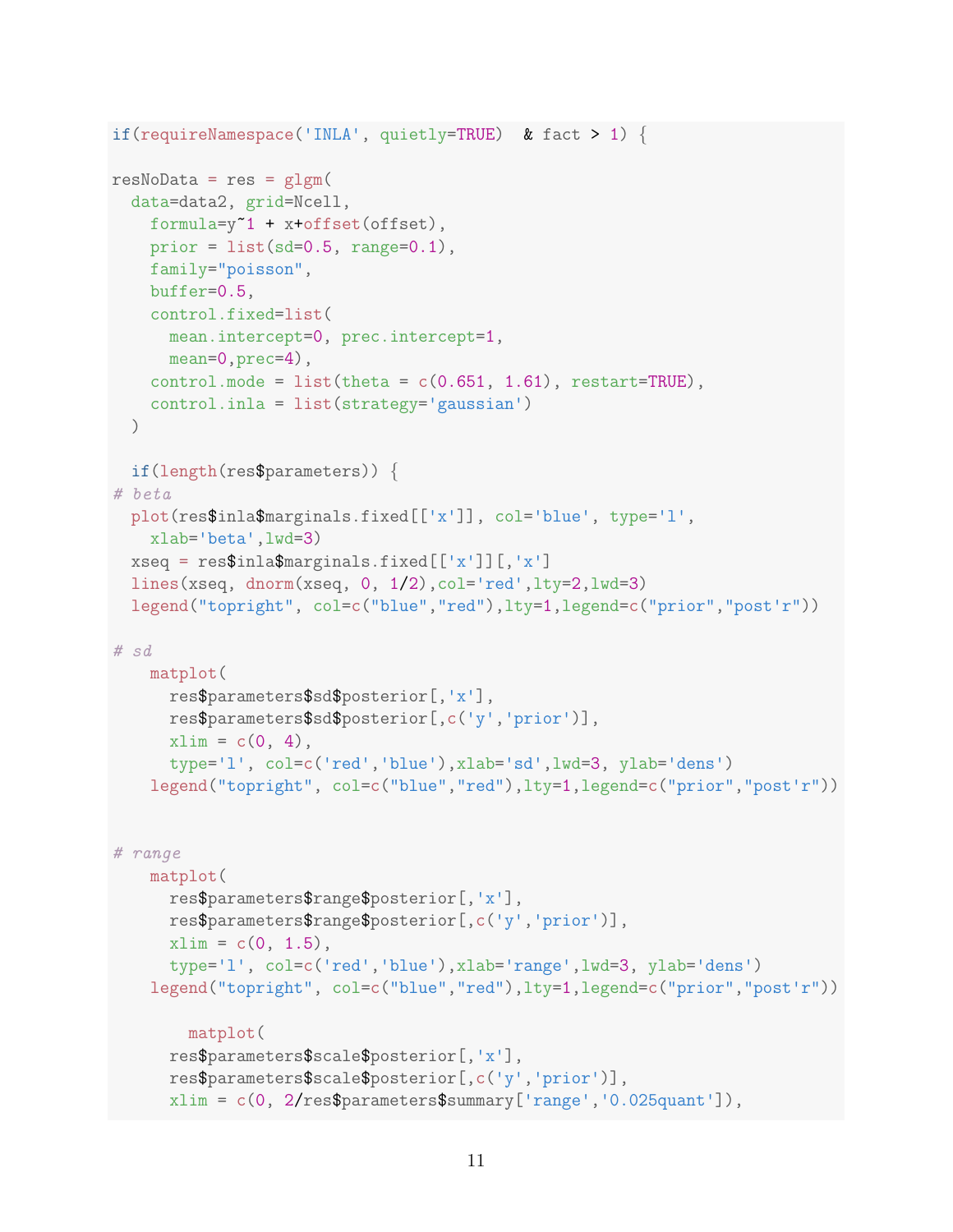```
if(requireNamespace('INLA', quietly=TRUE)  & fact > 1) {

resNoData = res = glgm(
  data=data2, grid=Ncell,
    formula=y~1 + x+offset(offset),
    prior = list(sd=0.5, range=0.1),
    family="poisson",
    buffer=0.5,
    control.fixed=list(
      mean.intercept=0, prec.intercept=1,
      mean=0,prec=4),
    control.mode = list(theta = c(0.651, 1.61), restart=TRUE),
    control.inla = list(strategy='gaussian')
  )

  if(length(res$parameters)) {
# beta
  plot(res$inla$marginals.fixed[['x']], col='blue', type='l',
    xlab='beta',lwd=3)
  xseq = res$inla$marginals.fixed[['x']][,'x']
  lines(xseq, dnorm(xseq, 0, 1/2),col='red',lty=2,lwd=3)
  legend("topright", col=c("blue","red"),lty=1,legend=c("prior","post'r"))

# sd
    matplot(
      res$parameters$sd$posterior[,'x'],
      res$parameters$sd$posterior[,c('y','prior')],
      xlim = c(0, 4),
      type='l', col=c('red','blue'),xlab='sd',lwd=3, ylab='dens')
    legend("topright", col=c("blue","red"),lty=1,legend=c("prior","post'r"))


# range
    matplot(
      res$parameters$range$posterior[,'x'],
      res$parameters$range$posterior[,c('y','prior')],
      xlim = c(0, 1.5),
      type='l', col=c('red','blue'),xlab='range',lwd=3, ylab='dens')
    legend("topright", col=c("blue","red"),lty=1,legend=c("prior","post'r"))

        matplot(
      res$parameters$scale$posterior[,'x'],
      res$parameters$scale$posterior[,c('y','prior')],
      xlim = c(0, 2/res$parameters$summary['range','0.025quant']),
```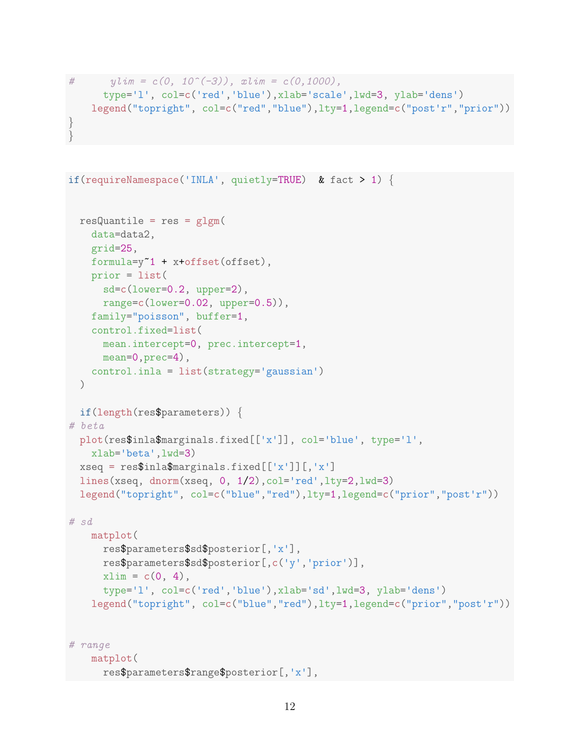```
#       ylim = c(0, 10^(-3)), xlim = c(0,1000),
      type='l', col=c('red','blue'),xlab='scale',lwd=3, ylab='dens')
    legend("topright", col=c("red","blue"),lty=1,legend=c("post'r","prior"))
}
}
```

```
if(requireNamespace('INLA', quietly=TRUE)  & fact > 1) {


  resQuantile = res = glgm(
    data=data2,
    grid=25,
    formula=y~1 + x+offset(offset),
    prior = list(
      sd=c(lower=0.2, upper=2),
      range=c(lower=0.02, upper=0.5)),
    family="poisson", buffer=1,
    control.fixed=list(
      mean.intercept=0, prec.intercept=1,
      mean=0,prec=4),
    control.inla = list(strategy='gaussian')
  )

  if(length(res$parameters)) {
# beta
  plot(res$inla$marginals.fixed[['x']], col='blue', type='l',
    xlab='beta',lwd=3)
  xseq = res$inla$marginals.fixed[['x']][,'x']
  lines(xseq, dnorm(xseq, 0, 1/2),col='red',lty=2,lwd=3)
  legend("topright", col=c("blue","red"),lty=1,legend=c("prior","post'r"))

# sd
    matplot(
      res$parameters$sd$posterior[,'x'],
      res$parameters$sd$posterior[,c('y','prior')],
      xlim = c(0, 4),
      type='l', col=c('red','blue'),xlab='sd',lwd=3, ylab='dens')
    legend("topright", col=c("blue","red"),lty=1,legend=c("prior","post'r"))


# range
    matplot(
      res$parameters$range$posterior[,'x'],
```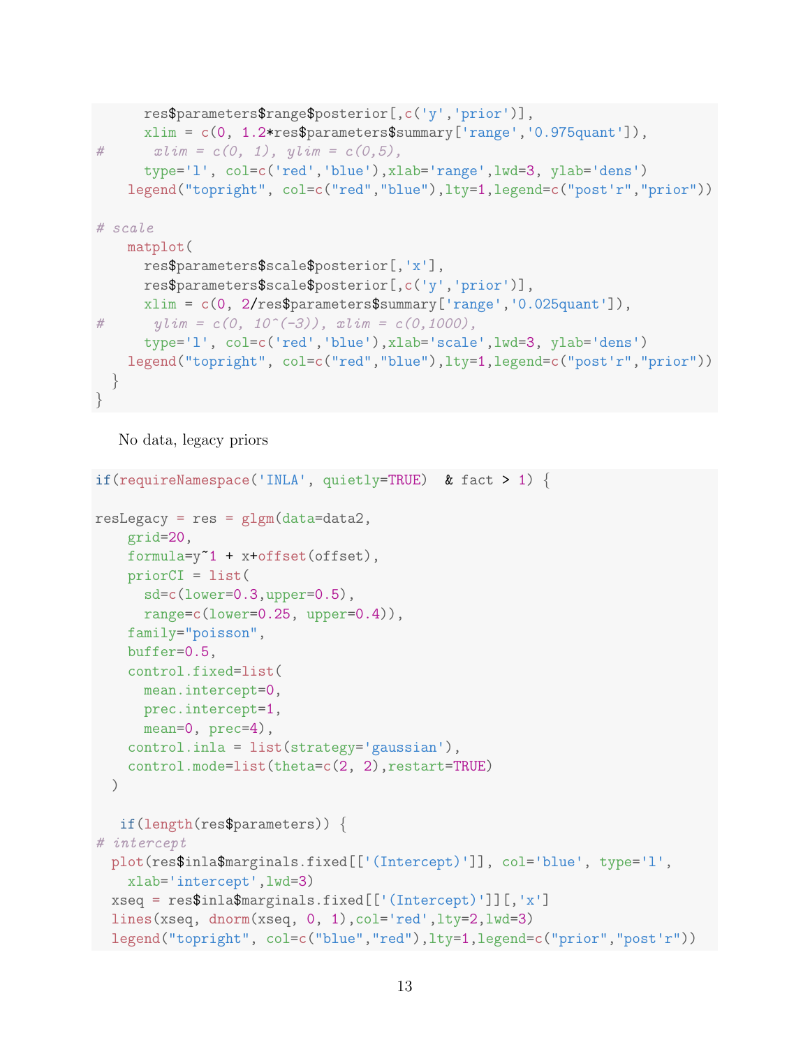```
      res$parameters$range$posterior[,c('y','prior')],
      xlim = c(0, 1.2*res$parameters$summary['range','0.975quant']),
#      xlim = c(0, 1), ylim = c(0,5),
      type='l', col=c('red','blue'),xlab='range',lwd=3, ylab='dens')
    legend("topright", col=c("red","blue"),lty=1,legend=c("post'r","prior"))

# scale
    matplot(
      res$parameters$scale$posterior[,'x'],
      res$parameters$scale$posterior[,c('y','prior')],
      xlim = c(0, 2/res$parameters$summary['range','0.025quant']),
#      ylim = c(0, 10^(-3)), xlim = c(0,1000),
      type='l', col=c('red','blue'),xlab='scale',lwd=3, ylab='dens')
    legend("topright", col=c("red","blue"),lty=1,legend=c("post'r","prior"))
  }
}
```

No data, legacy priors

```
if(requireNamespace('INLA', quietly=TRUE)  & fact > 1) {

resLegacy = res = glgm(data=data2,
    grid=20,
    formula=y~1 + x+offset(offset),
    priorCI = list(
      sd=c(lower=0.3,upper=0.5),
      range=c(lower=0.25, upper=0.4)),
    family="poisson",
    buffer=0.5,
    control.fixed=list(
      mean.intercept=0,
      prec.intercept=1,
      mean=0, prec=4),
    control.inla = list(strategy='gaussian'),
    control.mode=list(theta=c(2, 2),restart=TRUE)
  )

   if(length(res$parameters)) {
# intercept
  plot(res$inla$marginals.fixed[['(Intercept)']], col='blue', type='l',
    xlab='intercept',lwd=3)
  xseq = res$inla$marginals.fixed[['(Intercept)']][,'x']
  lines(xseq, dnorm(xseq, 0, 1),col='red',lty=2,lwd=3)
  legend("topright", col=c("blue","red"),lty=1,legend=c("prior","post'r"))
```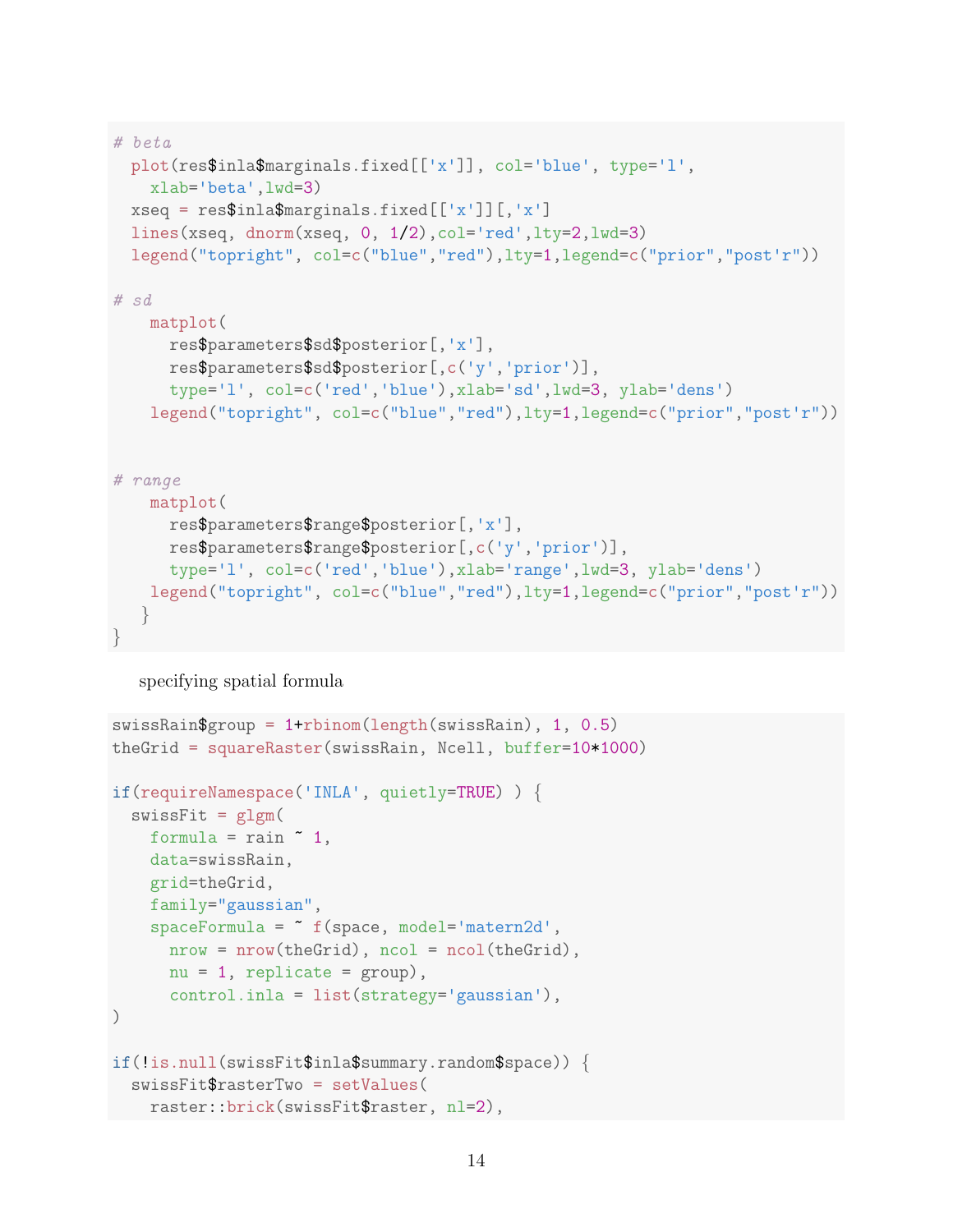```
# beta
  plot(res$inla$marginals.fixed[['x']], col='blue', type='l',
    xlab='beta',lwd=3)
  xseq = res$inla$marginals.fixed[['x']][,'x']
  lines(xseq, dnorm(xseq, 0, 1/2),col='red',lty=2,lwd=3)
  legend("topright", col=c("blue","red"),lty=1,legend=c("prior","post'r"))

# sd
    matplot(
      res$parameters$sd$posterior[,'x'],
      res$parameters$sd$posterior[,c('y','prior')],
      type='l', col=c('red','blue'),xlab='sd',lwd=3, ylab='dens')
    legend("topright", col=c("blue","red"),lty=1,legend=c("prior","post'r"))


# range
    matplot(
      res$parameters$range$posterior[,'x'],
      res$parameters$range$posterior[,c('y','prior')],
      type='l', col=c('red','blue'),xlab='range',lwd=3, ylab='dens')
    legend("topright", col=c("blue","red"),lty=1,legend=c("prior","post'r"))
   }
}
```

specifying spatial formula

```
swissRain$group = 1+rbinom(length(swissRain), 1, 0.5)
theGrid = squareRaster(swissRain, Ncell, buffer=10*1000)

if(requireNamespace('INLA', quietly=TRUE) ) {
  swissFit = glgm(
    formula = rain ~ 1,
    data=swissRain,
    grid=theGrid,
    family="gaussian",
    spaceFormula = ~ f(space, model='matern2d',
      nrow = nrow(theGrid), ncol = ncol(theGrid),
      nu = 1, replicate = group),
      control.inla = list(strategy='gaussian'),
)

if(!is.null(swissFit$inla$summary.random$space)) {
  swissFit$rasterTwo = setValues(
    raster::brick(swissFit$raster, nl=2),
```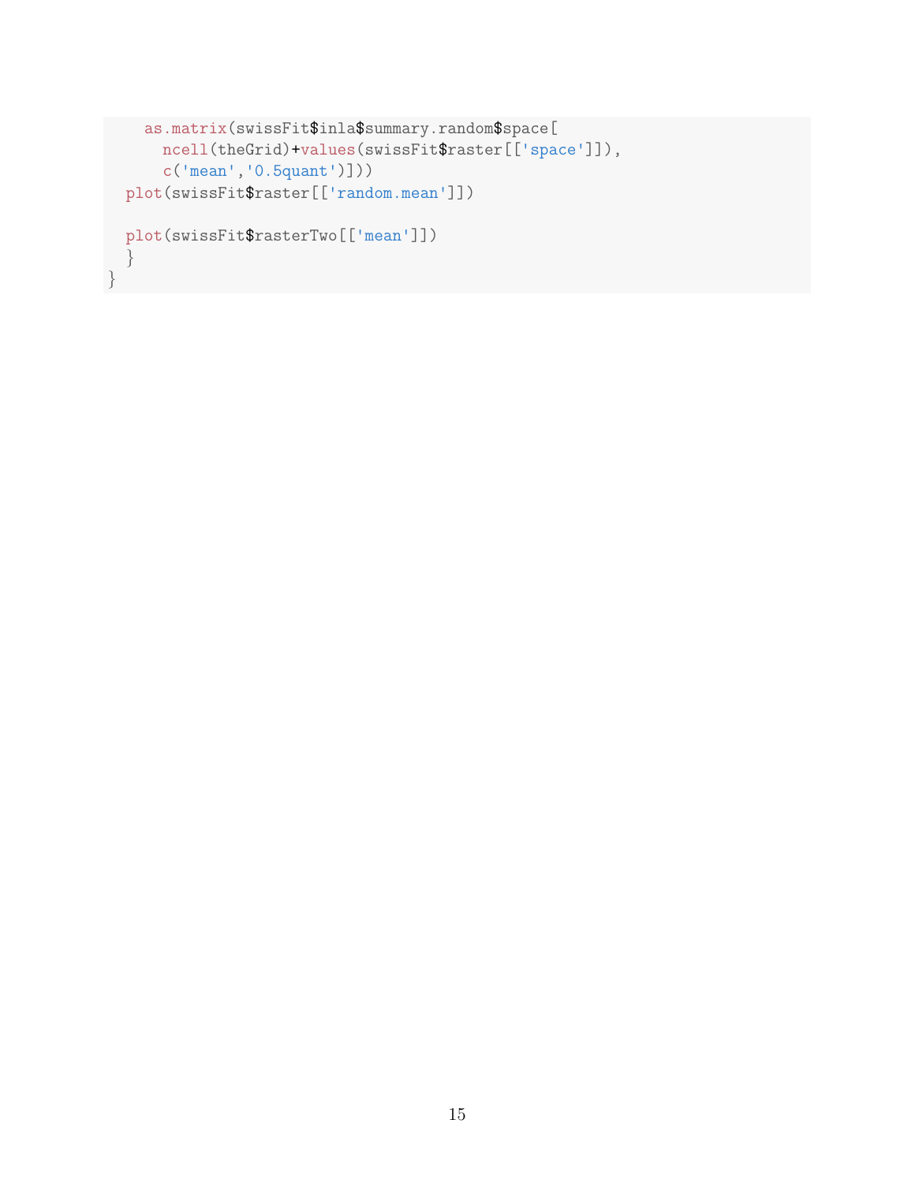```
    as.matrix(swissFit$inla$summary.random$space[
      ncell(theGrid)+values(swissFit$raster[['space']]),
      c('mean','0.5quant')]))
  plot(swissFit$raster[['random.mean']])

  plot(swissFit$rasterTwo[['mean']])
  }
}
```